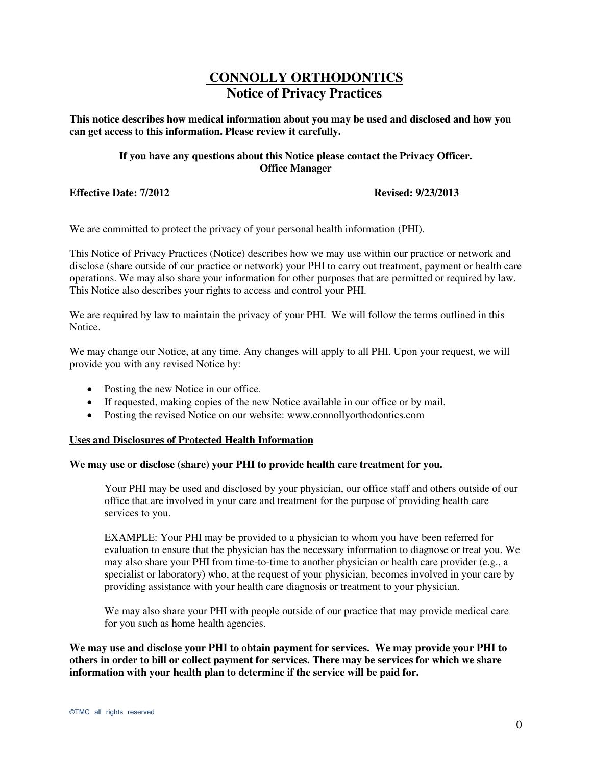# CONNOLLY ORTHODONTICS

## Notice of Privacy Practices

**This notice describes how medical information about you may be used and disclosed and how you can get access to this information. Please review it carefully.**

**If you have any questions about this Notice please contact the Privacy Officer.**
**Office Manager**

**Effective Date: 7/2012** **Revised: 9/23/2013**

We are committed to protect the privacy of your personal health information (PHI).

This Notice of Privacy Practices (Notice) describes how we may use within our practice or network and disclose (share outside of our practice or network) your PHI to carry out treatment, payment or health care operations. We may also share your information for other purposes that are permitted or required by law. This Notice also describes your rights to access and control your PHI.

We are required by law to maintain the privacy of your PHI. We will follow the terms outlined in this Notice.

We may change our Notice, at any time. Any changes will apply to all PHI. Upon your request, we will provide you with any revised Notice by:

- Posting the new Notice in our office.
- If requested, making copies of the new Notice available in our office or by mail.
- Posting the revised Notice on our website: www.connollyorthodontics.com

### Uses and Disclosures of Protected Health Information

**We may use or disclose (share) your PHI to provide health care treatment for you.**

Your PHI may be used and disclosed by your physician, our office staff and others outside of our office that are involved in your care and treatment for the purpose of providing health care services to you.

EXAMPLE: Your PHI may be provided to a physician to whom you have been referred for evaluation to ensure that the physician has the necessary information to diagnose or treat you. We may also share your PHI from time-to-time to another physician or health care provider (e.g., a specialist or laboratory) who, at the request of your physician, becomes involved in your care by providing assistance with your health care diagnosis or treatment to your physician.

We may also share your PHI with people outside of our practice that may provide medical care for you such as home health agencies.

**We may use and disclose your PHI to obtain payment for services. We may provide your PHI to others in order to bill or collect payment for services. There may be services for which we share information with your health plan to determine if the service will be paid for.**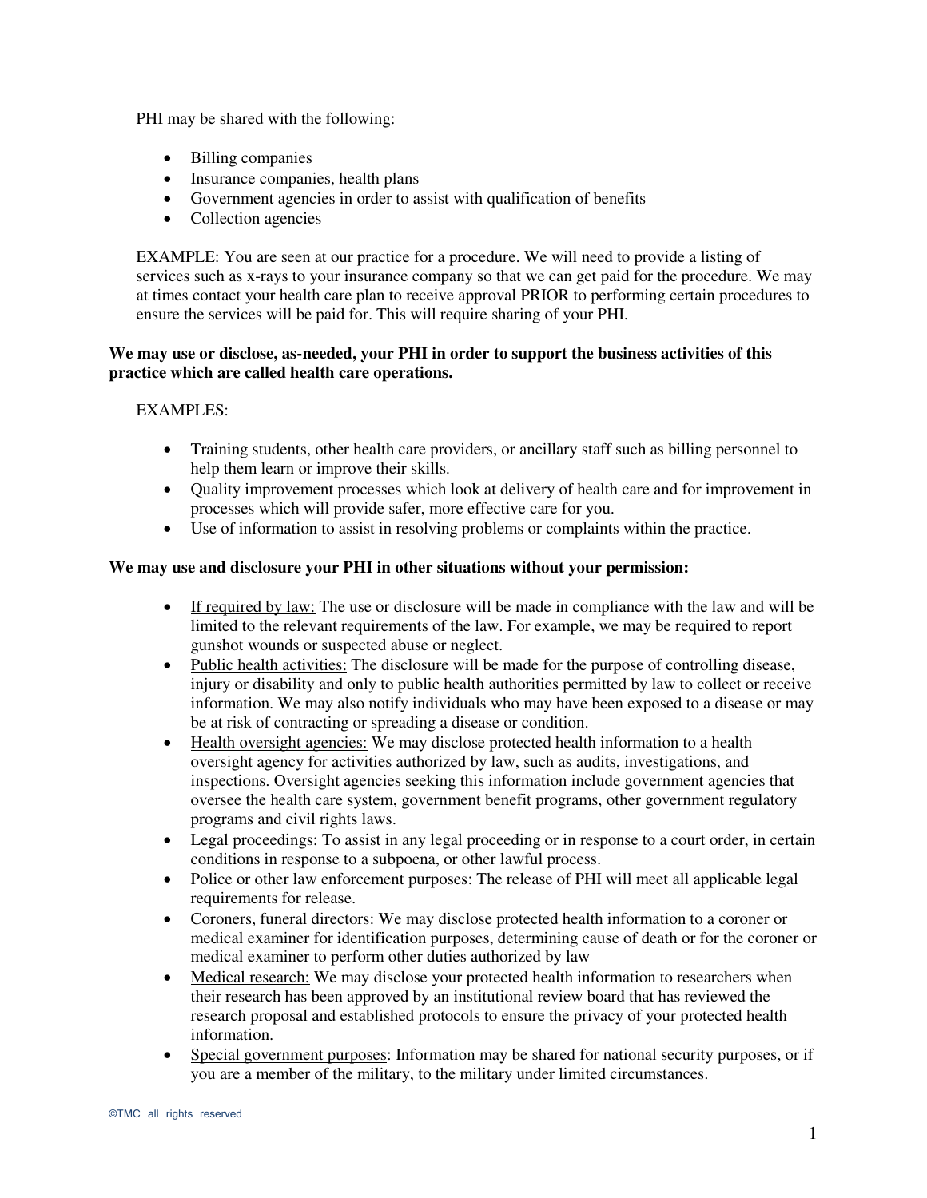PHI may be shared with the following:

- Billing companies
- Insurance companies, health plans
- Government agencies in order to assist with qualification of benefits
- Collection agencies

EXAMPLE: You are seen at our practice for a procedure. We will need to provide a listing of services such as x-rays to your insurance company so that we can get paid for the procedure. We may at times contact your health care plan to receive approval PRIOR to performing certain procedures to ensure the services will be paid for. This will require sharing of your PHI.

**We may use or disclose, as-needed, your PHI in order to support the business activities of this practice which are called health care operations.**

EXAMPLES:

- Training students, other health care providers, or ancillary staff such as billing personnel to help them learn or improve their skills.
- Quality improvement processes which look at delivery of health care and for improvement in processes which will provide safer, more effective care for you.
- Use of information to assist in resolving problems or complaints within the practice.

**We may use and disclosure your PHI in other situations without your permission:**

- <u>If required by law:</u> The use or disclosure will be made in compliance with the law and will be limited to the relevant requirements of the law. For example, we may be required to report gunshot wounds or suspected abuse or neglect.
- <u>Public health activities:</u> The disclosure will be made for the purpose of controlling disease, injury or disability and only to public health authorities permitted by law to collect or receive information. We may also notify individuals who may have been exposed to a disease or may be at risk of contracting or spreading a disease or condition.
- <u>Health oversight agencies:</u> We may disclose protected health information to a health oversight agency for activities authorized by law, such as audits, investigations, and inspections. Oversight agencies seeking this information include government agencies that oversee the health care system, government benefit programs, other government regulatory programs and civil rights laws.
- <u>Legal proceedings:</u> To assist in any legal proceeding or in response to a court order, in certain conditions in response to a subpoena, or other lawful process.
- <u>Police or other law enforcement purposes</u>: The release of PHI will meet all applicable legal requirements for release.
- <u>Coroners, funeral directors:</u> We may disclose protected health information to a coroner or medical examiner for identification purposes, determining cause of death or for the coroner or medical examiner to perform other duties authorized by law
- <u>Medical research:</u> We may disclose your protected health information to researchers when their research has been approved by an institutional review board that has reviewed the research proposal and established protocols to ensure the privacy of your protected health information.
- <u>Special government purposes</u>: Information may be shared for national security purposes, or if you are a member of the military, to the military under limited circumstances.

©TMC all rights reserved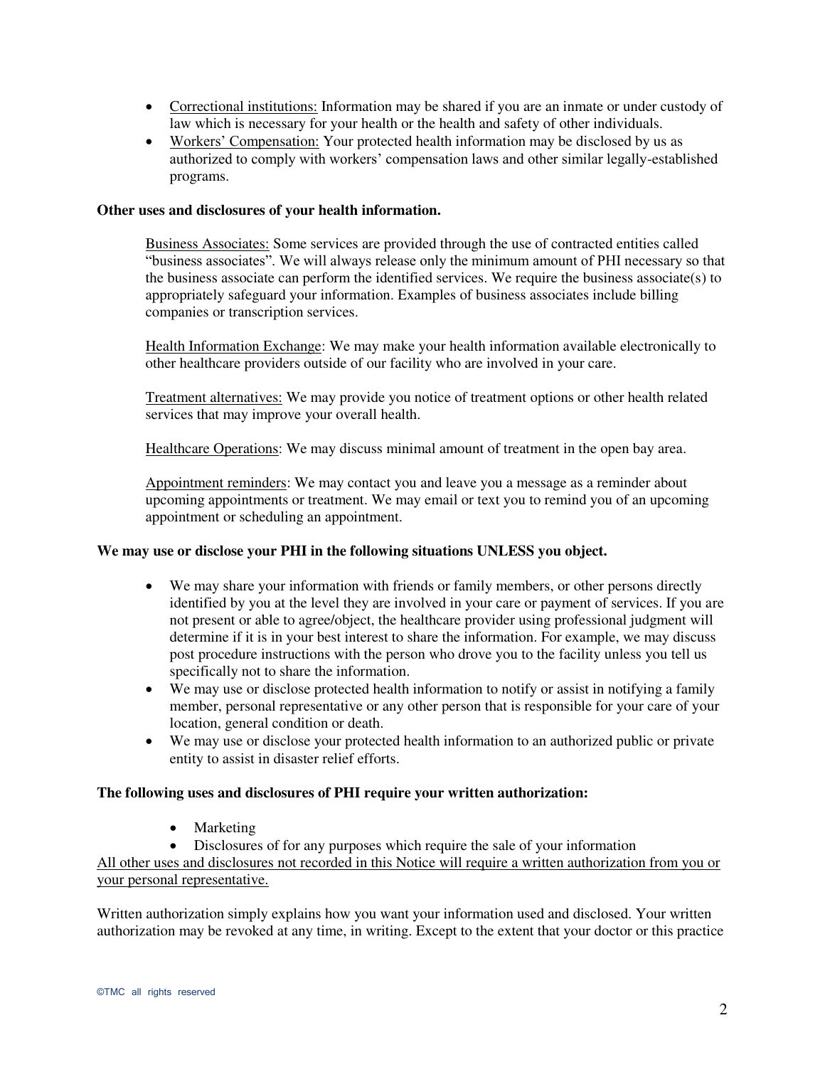- Correctional institutions: Information may be shared if you are an inmate or under custody of law which is necessary for your health or the health and safety of other individuals.
- Workers' Compensation: Your protected health information may be disclosed by us as authorized to comply with workers' compensation laws and other similar legally-established programs.

**Other uses and disclosures of your health information.**

Business Associates: Some services are provided through the use of contracted entities called "business associates". We will always release only the minimum amount of PHI necessary so that the business associate can perform the identified services. We require the business associate(s) to appropriately safeguard your information. Examples of business associates include billing companies or transcription services.

Health Information Exchange: We may make your health information available electronically to other healthcare providers outside of our facility who are involved in your care.

Treatment alternatives: We may provide you notice of treatment options or other health related services that may improve your overall health.

Healthcare Operations: We may discuss minimal amount of treatment in the open bay area.

Appointment reminders: We may contact you and leave you a message as a reminder about upcoming appointments or treatment. We may email or text you to remind you of an upcoming appointment or scheduling an appointment.

**We may use or disclose your PHI in the following situations UNLESS you object.**

- We may share your information with friends or family members, or other persons directly identified by you at the level they are involved in your care or payment of services. If you are not present or able to agree/object, the healthcare provider using professional judgment will determine if it is in your best interest to share the information. For example, we may discuss post procedure instructions with the person who drove you to the facility unless you tell us specifically not to share the information.
- We may use or disclose protected health information to notify or assist in notifying a family member, personal representative or any other person that is responsible for your care of your location, general condition or death.
- We may use or disclose your protected health information to an authorized public or private entity to assist in disaster relief efforts.

**The following uses and disclosures of PHI require your written authorization:**

- Marketing
- Disclosures of for any purposes which require the sale of your information

All other uses and disclosures not recorded in this Notice will require a written authorization from you or your personal representative.

Written authorization simply explains how you want your information used and disclosed. Your written authorization may be revoked at any time, in writing. Except to the extent that your doctor or this practice

©TMC all rights reserved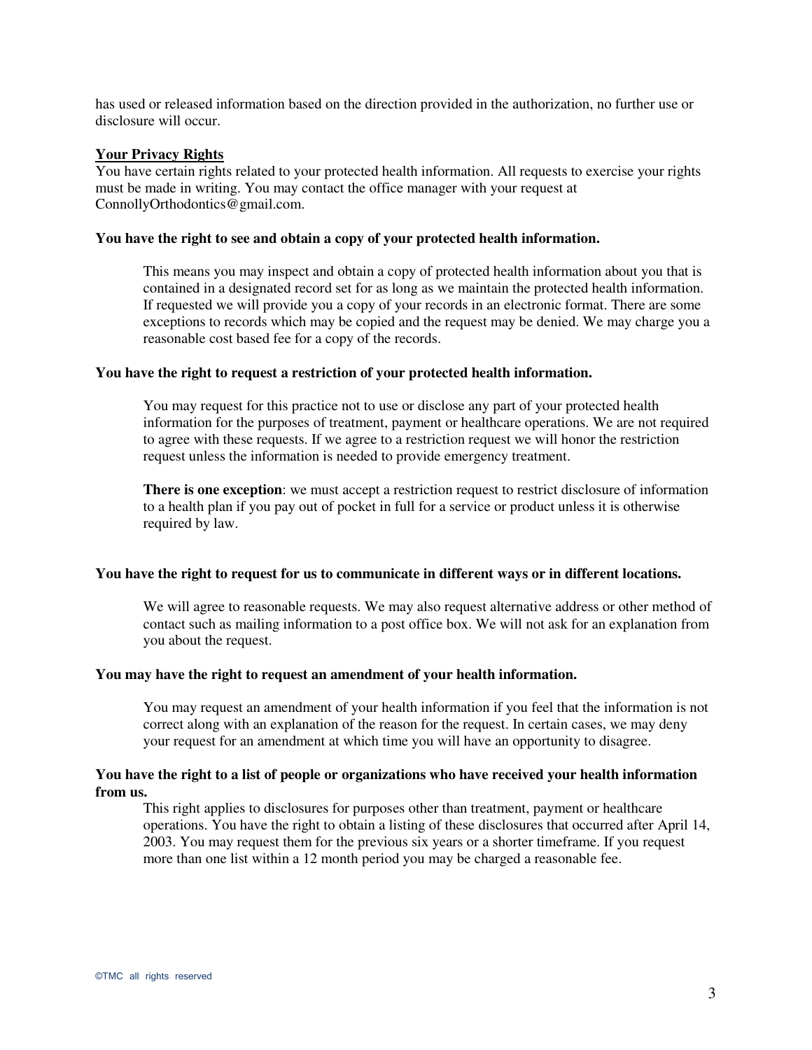has used or released information based on the direction provided in the authorization, no further use or disclosure will occur.

## Your Privacy Rights

You have certain rights related to your protected health information. All requests to exercise your rights must be made in writing. You may contact the office manager with your request at ConnollyOrthodontics@gmail.com.

**You have the right to see and obtain a copy of your protected health information.**

This means you may inspect and obtain a copy of protected health information about you that is contained in a designated record set for as long as we maintain the protected health information. If requested we will provide you a copy of your records in an electronic format. There are some exceptions to records which may be copied and the request may be denied. We may charge you a reasonable cost based fee for a copy of the records.

**You have the right to request a restriction of your protected health information.**

You may request for this practice not to use or disclose any part of your protected health information for the purposes of treatment, payment or healthcare operations. We are not required to agree with these requests. If we agree to a restriction request we will honor the restriction request unless the information is needed to provide emergency treatment.

**There is one exception**: we must accept a restriction request to restrict disclosure of information to a health plan if you pay out of pocket in full for a service or product unless it is otherwise required by law.

**You have the right to request for us to communicate in different ways or in different locations.**

We will agree to reasonable requests. We may also request alternative address or other method of contact such as mailing information to a post office box. We will not ask for an explanation from you about the request.

**You may have the right to request an amendment of your health information.**

You may request an amendment of your health information if you feel that the information is not correct along with an explanation of the reason for the request. In certain cases, we may deny your request for an amendment at which time you will have an opportunity to disagree.

**You have the right to a list of people or organizations who have received your health information from us.**

This right applies to disclosures for purposes other than treatment, payment or healthcare operations. You have the right to obtain a listing of these disclosures that occurred after April 14, 2003. You may request them for the previous six years or a shorter timeframe. If you request more than one list within a 12 month period you may be charged a reasonable fee.

©TMC all rights reserved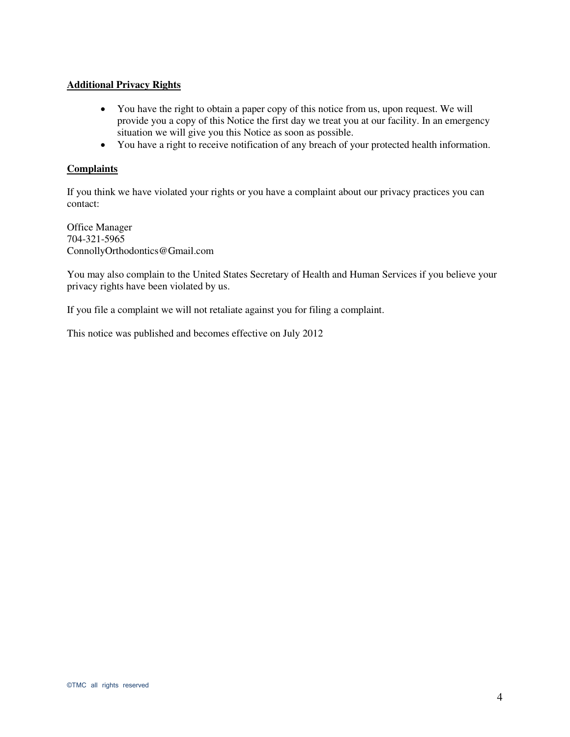**Additional Privacy Rights**

- You have the right to obtain a paper copy of this notice from us, upon request. We will provide you a copy of this Notice the first day we treat you at our facility. In an emergency situation we will give you this Notice as soon as possible.
- You have a right to receive notification of any breach of your protected health information.

**Complaints**

If you think we have violated your rights or you have a complaint about our privacy practices you can contact:

Office Manager
704-321-5965
ConnollyOrthodontics@Gmail.com

You may also complain to the United States Secretary of Health and Human Services if you believe your privacy rights have been violated by us.

If you file a complaint we will not retaliate against you for filing a complaint.

This notice was published and becomes effective on July 2012

©TMC all rights reserved